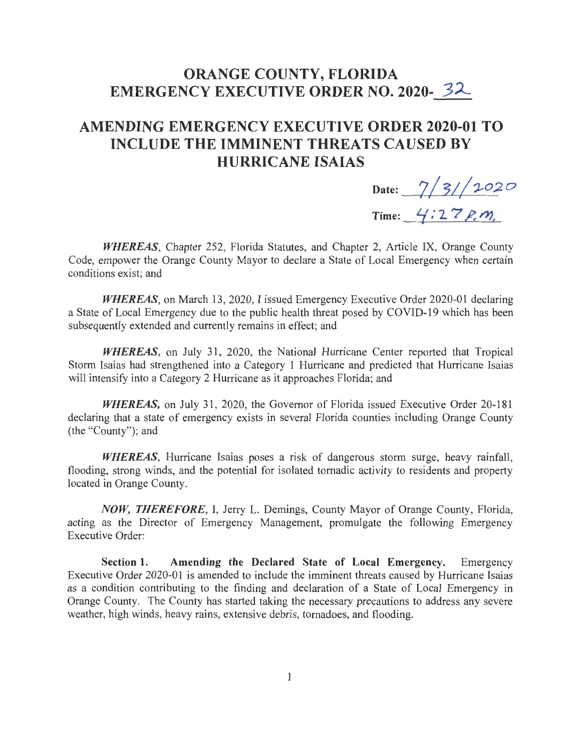# ORANGE COUNTY, FLORIDA
# EMERGENCY EXECUTIVE ORDER NO. 2020-32

## AMENDING EMERGENCY EXECUTIVE ORDER 2020-01 TO INCLUDE THE IMMINENT THREATS CAUSED BY HURRICANE ISAIAS

**Date:** 7/31/2020

**Time:** 4:27 P.M.

***WHEREAS***, Chapter 252, Florida Statutes, and Chapter 2, Article IX, Orange County Code, empower the Orange County Mayor to declare a State of Local Emergency when certain conditions exist; and

***WHEREAS***, on March 13, 2020, I issued Emergency Executive Order 2020-01 declaring a State of Local Emergency due to the public health threat posed by COVID-19 which has been subsequently extended and currently remains in effect; and

***WHEREAS***, on July 31, 2020, the National Hurricane Center reported that Tropical Storm Isaias had strengthened into a Category 1 Hurricane and predicted that Hurricane Isaias will intensify into a Category 2 Hurricane as it approaches Florida; and

***WHEREAS,*** on July 31, 2020, the Governor of Florida issued Executive Order 20-181 declaring that a state of emergency exists in several Florida counties including Orange County (the "County"); and

***WHEREAS***, Hurricane Isaias poses a risk of dangerous storm surge, heavy rainfall, flooding, strong winds, and the potential for isolated tornadic activity to residents and property located in Orange County.

***NOW, THEREFORE***, I, Jerry L. Demings, County Mayor of Orange County, Florida, acting as the Director of Emergency Management, promulgate the following Emergency Executive Order:

**Section 1. Amending the Declared State of Local Emergency.** Emergency Executive Order 2020-01 is amended to include the imminent threats caused by Hurricane Isaias as a condition contributing to the finding and declaration of a State of Local Emergency in Orange County. The County has started taking the necessary precautions to address any severe weather, high winds, heavy rains, extensive debris, tornadoes, and flooding.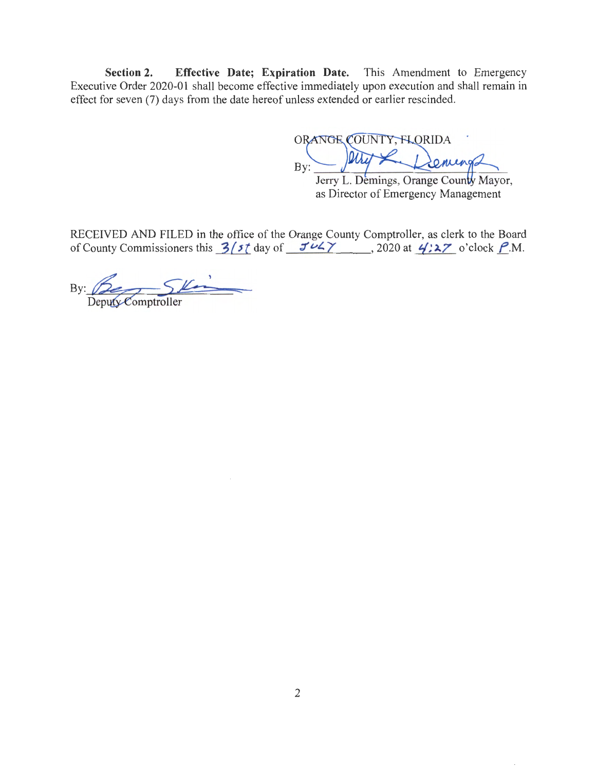**Section 2. Effective Date; Expiration Date.** This Amendment to Emergency Executive Order 2020-01 shall become effective immediately upon execution and shall remain in effect for seven (7) days from the date hereof unless extended or earlier rescinded.

ORANGE COUNTY, FLORIDA

By: ______________________
Jerry L. Demings, Orange County Mayor,
as Director of Emergency Management

RECEIVED AND FILED in the office of the Orange County Comptroller, as clerk to the Board of County Commissioners this 31st day of JULY, 2020 at 4:27 o'clock P.M.

By: ______________________
Deputy Comptroller